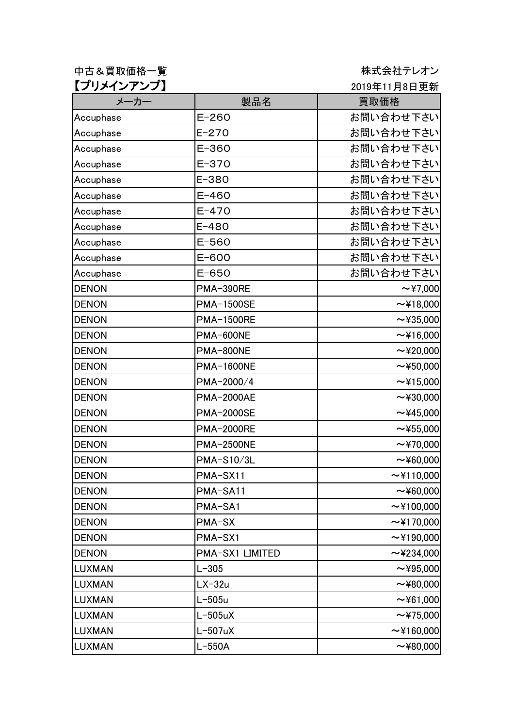中古＆買取価格一覧

株式会社テレオン

## 【プリメインアンプ】

2019年11月8日更新

| メーカー | 製品名 | 買取価格 |
|---|---|---|
| Accuphase | E-260 | お問い合わせ下さい |
| Accuphase | E-270 | お問い合わせ下さい |
| Accuphase | E-360 | お問い合わせ下さい |
| Accuphase | E-370 | お問い合わせ下さい |
| Accuphase | E-380 | お問い合わせ下さい |
| Accuphase | E-460 | お問い合わせ下さい |
| Accuphase | E-470 | お問い合わせ下さい |
| Accuphase | E-480 | お問い合わせ下さい |
| Accuphase | E-560 | お問い合わせ下さい |
| Accuphase | E-600 | お問い合わせ下さい |
| Accuphase | E-650 | お問い合わせ下さい |
| DENON | PMA-390RE | ～¥7,000 |
| DENON | PMA-1500SE | ～¥18,000 |
| DENON | PMA-1500RE | ～¥35,000 |
| DENON | PMA-600NE | ～¥16,000 |
| DENON | PMA-800NE | ～¥20,000 |
| DENON | PMA-1600NE | ～¥50,000 |
| DENON | PMA-2000/4 | ～¥15,000 |
| DENON | PMA-2000AE | ～¥30,000 |
| DENON | PMA-2000SE | ～¥45,000 |
| DENON | PMA-2000RE | ～¥55,000 |
| DENON | PMA-2500NE | ～¥70,000 |
| DENON | PMA-S10/3L | ～¥60,000 |
| DENON | PMA-SX11 | ～¥110,000 |
| DENON | PMA-SA11 | ～¥60,000 |
| DENON | PMA-SA1 | ～¥100,000 |
| DENON | PMA-SX | ～¥170,000 |
| DENON | PMA-SX1 | ～¥190,000 |
| DENON | PMA-SX1 LIMITED | ～¥234,000 |
| LUXMAN | L-305 | ～¥95,000 |
| LUXMAN | LX-32u | ～¥80,000 |
| LUXMAN | L-505u | ～¥61,000 |
| LUXMAN | L-505uX | ～¥75,000 |
| LUXMAN | L-507uX | ～¥160,000 |
| LUXMAN | L-550A | ～¥80,000 |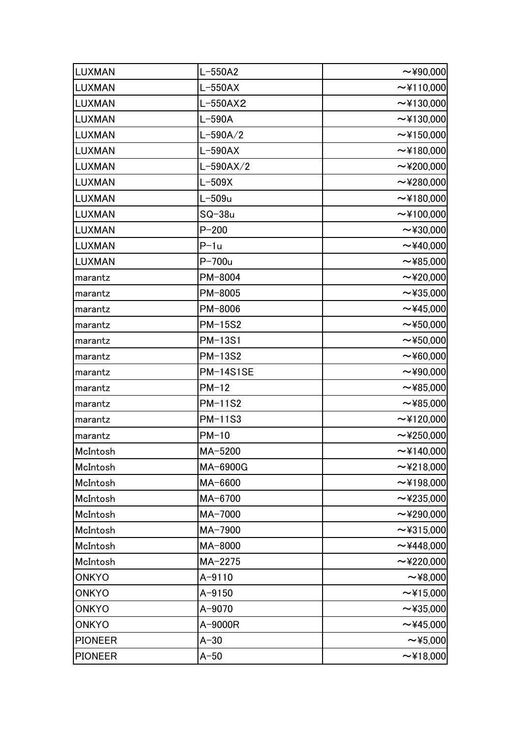| LUXMAN | L−550A2 | 〜¥90,000 |
|---|---|---|
| LUXMAN | L−550AX | 〜¥110,000 |
| LUXMAN | L−550AX2 | 〜¥130,000 |
| LUXMAN | L−590A | 〜¥130,000 |
| LUXMAN | L−590A/2 | 〜¥150,000 |
| LUXMAN | L−590AX | 〜¥180,000 |
| LUXMAN | L−590AX/2 | 〜¥200,000 |
| LUXMAN | L−509X | 〜¥280,000 |
| LUXMAN | L−509u | 〜¥180,000 |
| LUXMAN | SQ−38u | 〜¥100,000 |
| LUXMAN | P−200 | 〜¥30,000 |
| LUXMAN | P−1u | 〜¥40,000 |
| LUXMAN | P−700u | 〜¥85,000 |
| marantz | PM−8004 | 〜¥20,000 |
| marantz | PM−8005 | 〜¥35,000 |
| marantz | PM−8006 | 〜¥45,000 |
| marantz | PM−15S2 | 〜¥50,000 |
| marantz | PM−13S1 | 〜¥50,000 |
| marantz | PM−13S2 | 〜¥60,000 |
| marantz | PM−14S1SE | 〜¥90,000 |
| marantz | PM−12 | 〜¥85,000 |
| marantz | PM−11S2 | 〜¥85,000 |
| marantz | PM−11S3 | 〜¥120,000 |
| marantz | PM−10 | 〜¥250,000 |
| McIntosh | MA−5200 | 〜¥140,000 |
| McIntosh | MA−6900G | 〜¥218,000 |
| McIntosh | MA−6600 | 〜¥198,000 |
| McIntosh | MA−6700 | 〜¥235,000 |
| McIntosh | MA−7000 | 〜¥290,000 |
| McIntosh | MA−7900 | 〜¥315,000 |
| McIntosh | MA−8000 | 〜¥448,000 |
| McIntosh | MA−2275 | 〜¥220,000 |
| ONKYO | A−9110 | 〜¥8,000 |
| ONKYO | A−9150 | 〜¥15,000 |
| ONKYO | A−9070 | 〜¥35,000 |
| ONKYO | A−9000R | 〜¥45,000 |
| PIONEER | A−30 | 〜¥5,000 |
| PIONEER | A−50 | 〜¥18,000 |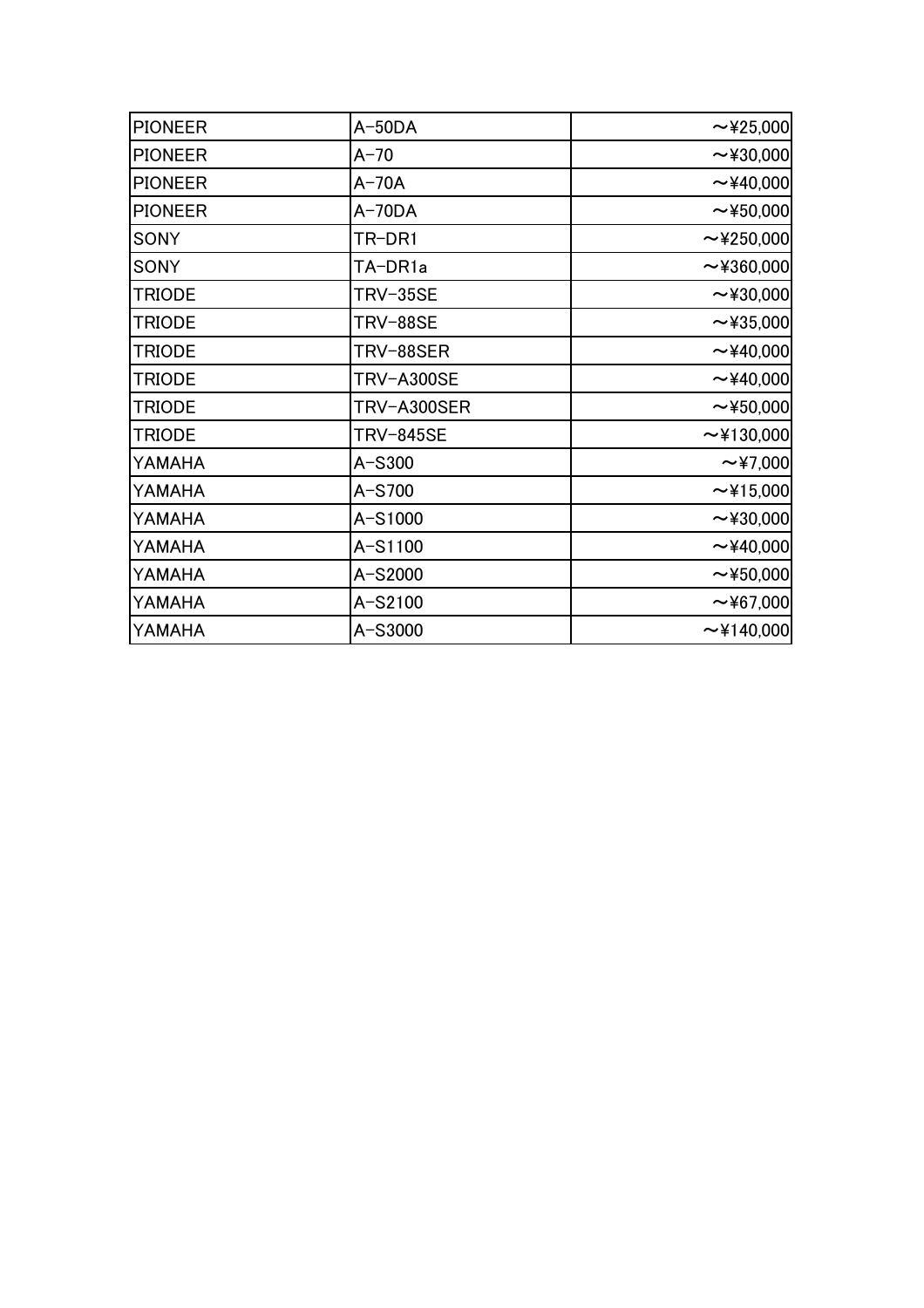| | | |
|---|---|---|
| PIONEER | A−50DA | ～¥25,000 |
| PIONEER | A−70 | ～¥30,000 |
| PIONEER | A−70A | ～¥40,000 |
| PIONEER | A−70DA | ～¥50,000 |
| SONY | TR−DR1 | ～¥250,000 |
| SONY | TA−DR1a | ～¥360,000 |
| TRIODE | TRV−35SE | ～¥30,000 |
| TRIODE | TRV−88SE | ～¥35,000 |
| TRIODE | TRV−88SER | ～¥40,000 |
| TRIODE | TRV−A300SE | ～¥40,000 |
| TRIODE | TRV−A300SER | ～¥50,000 |
| TRIODE | TRV−845SE | ～¥130,000 |
| YAMAHA | A−S300 | ～¥7,000 |
| YAMAHA | A−S700 | ～¥15,000 |
| YAMAHA | A−S1000 | ～¥30,000 |
| YAMAHA | A−S1100 | ～¥40,000 |
| YAMAHA | A−S2000 | ～¥50,000 |
| YAMAHA | A−S2100 | ～¥67,000 |
| YAMAHA | A−S3000 | ～¥140,000 |